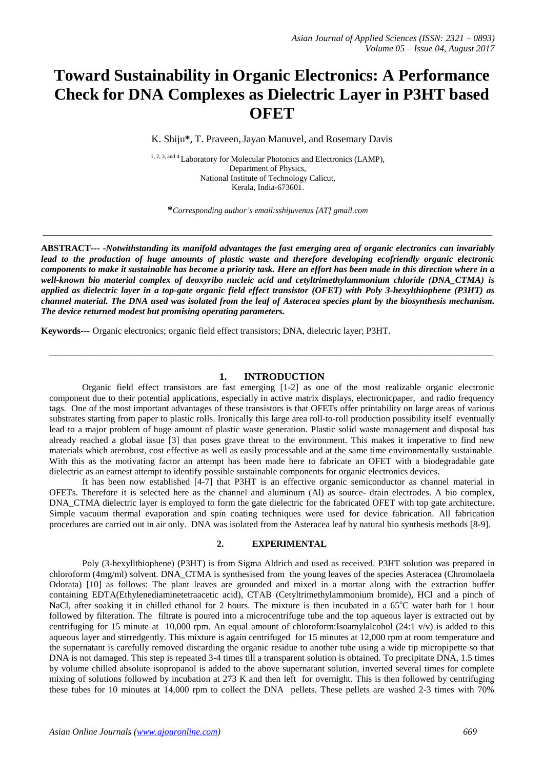# Toward Sustainability in Organic Electronics: A Performance Check for DNA Complexes as Dielectric Layer in P3HT based OFET

K. Shiju*, T. Praveen, Jayan Manuvel, and Rosemary Davis

[1, 2, 3, and 4] Laboratory for Molecular Photonics and Electronics (LAMP),
Department of Physics,
National Institute of Technology Calicut,
Kerala, India-673601.

*Corresponding author's email:sshijuvenus [AT] gmail.com

---

**ABSTRACT---** ***-Notwithstanding its manifold advantages the fast emerging area of organic electronics can invariably lead to the production of huge amounts of plastic waste and therefore developing ecofriendly organic electronic components to make it sustainable has become a priority task. Here an effort has been made in this direction where in a well-known bio material complex of deoxyribo nucleic acid and cetyltrimethylammonium chloride (DNA_CTMA) is applied as dielectric layer in a top-gate organic field effect transistor (OFET) with Poly 3-hexylthiophene (P3HT) as channel material. The DNA used was isolated from the leaf of Asteracea species plant by the biosynthesis mechanism. The device returned modest but promising operating parameters.***

**Keywords---** Organic electronics; organic field effect transistors; DNA, dielectric layer; P3HT.

---

## 1. INTRODUCTION

Organic field effect transistors are fast emerging [1-2] as one of the most realizable organic electronic component due to their potential applications, especially in active matrix displays, electronicpaper, and radio frequency tags. One of the most important advantages of these transistors is that OFETs offer printability on large areas of various substrates starting from paper to plastic rolls. Ironically this large area roll-to-roll production possibility itself eventually lead to a major problem of huge amount of plastic waste generation. Plastic solid waste management and disposal has already reached a global issue [3] that poses grave threat to the environment. This makes it imperative to find new materials which arerobust, cost effective as well as easily processable and at the same time environmentally sustainable. With this as the motivating factor an attempt has been made here to fabricate an OFET with a biodegradable gate dielectric as an earnest attempt to identify possible sustainable components for organic electronics devices.

It has been now established [4-7] that P3HT is an effective organic semiconductor as channel material in OFETs. Therefore it is selected here as the channel and aluminum (Al) as source- drain electrodes. A bio complex, DNA_CTMA dielectric layer is employed to form the gate dielectric for the fabricated OFET with top gate architecture. Simple vacuum thermal evaporation and spin coating techniques were used for device fabrication. All fabrication procedures are carried out in air only. DNA was isolated from the Asteracea leaf by natural bio synthesis methods [8-9].

## 2. EXPERIMENTAL

Poly (3-hexyllthiophene) (P3HT) is from Sigma Aldrich and used as received. P3HT solution was prepared in chloroform (4mg/ml) solvent. DNA_CTMA is synthesised from the young leaves of the species Asteracea (Chromolaela Odorata) [10] as follows: The plant leaves are grounded and mixed in a mortar along with the extraction buffer containing EDTA(Ethylenediaminetetraacetic acid), CTAB (Cetyltrimethylammonium bromide), HCl and a pinch of NaCl, after soaking it in chilled ethanol for 2 hours. The mixture is then incubated in a 65$^{o}$C water bath for 1 hour followed by filteration. The filtrate is poured into a microcentrifuge tube and the top aqueous layer is extracted out by centrifuging for 15 minute at 10,000 rpm. An equal amount of chloroform:Isoamylalcohol (24:1 v/v) is added to this aqueous layer and stirredgently. This mixture is again centrifuged for 15 minutes at 12,000 rpm at room temperature and the supernatant is carefully removed discarding the organic residue to another tube using a wide tip micropipette so that DNA is not damaged. This step is repeated 3-4 times till a transparent solution is obtained. To precipitate DNA, 1.5 times by volume chilled absolute isopropanol is added to the above supernatant solution, inverted several times for complete mixing of solutions followed by incubation at 273 K and then left for overnight. This is then followed by centrifuging these tubes for 10 minutes at 14,000 rpm to collect the DNA pellets. These pellets are washed 2-3 times with 70%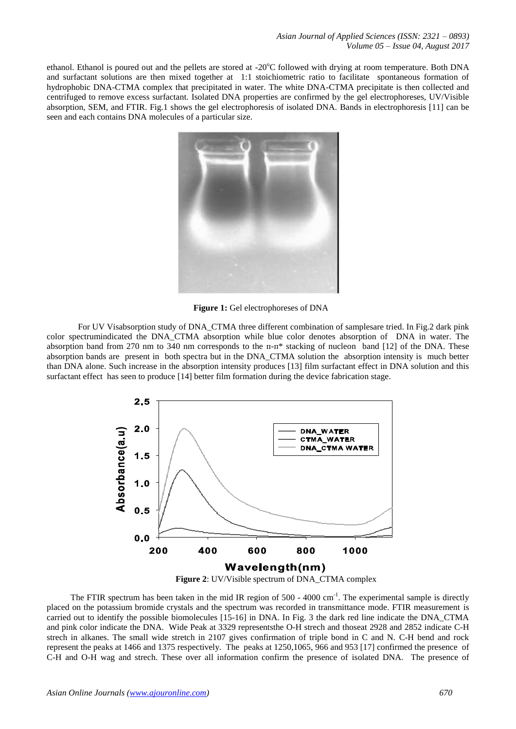ethanol. Ethanol is poured out and the pellets are stored at -20$^{o}$C followed with drying at room temperature. Both DNA and surfactant solutions are then mixed together at 1:1 stoichiometric ratio to facilitate spontaneous formation of hydrophobic DNA-CTMA complex that precipitated in water. The white DNA-CTMA precipitate is then collected and centrifuged to remove excess surfactant. Isolated DNA properties are confirmed by the gel electrophoreses, UV/Visible absorption, SEM, and FTIR. Fig.1 shows the gel electrophoresis of isolated DNA. Bands in electrophoresis [11] can be seen and each contains DNA molecules of a particular size.

**Figure 1:** Gel electrophoreses of DNA

For UV Visabsorption study of DNA_CTMA three different combination of samplesare tried. In Fig.2 dark pink color spectrumindicated the DNA_CTMA absorption while blue color denotes absorption of DNA in water. The absorption band from 270 nm to 340 nm corresponds to the π-π* stacking of nucleon band [12] of the DNA. These absorption bands are present in both spectra but in the DNA_CTMA solution the absorption intensity is much better than DNA alone. Such increase in the absorption intensity produces [13] film surfactant effect in DNA solution and this surfactant effect has seen to produce [14] better film formation during the device fabrication stage.

**Figure 2**: UV/Visible spectrum of DNA_CTMA complex

The FTIR spectrum has been taken in the mid IR region of 500 - 4000 cm$^{-1}$. The experimental sample is directly placed on the potassium bromide crystals and the spectrum was recorded in transmittance mode. FTIR measurement is carried out to identify the possible biomolecules [15-16] in DNA. In Fig. 3 the dark red line indicate the DNA_CTMA and pink color indicate the DNA. Wide Peak at 3329 representsthe O-H strech and thoseat 2928 and 2852 indicate C-H strech in alkanes. The small wide stretch in 2107 gives confirmation of triple bond in C and N. C-H bend and rock represent the peaks at 1466 and 1375 respectively. The peaks at 1250,1065, 966 and 953 [17] confirmed the presence of C-H and O-H wag and strech. These over all information confirm the presence of isolated DNA. The presence of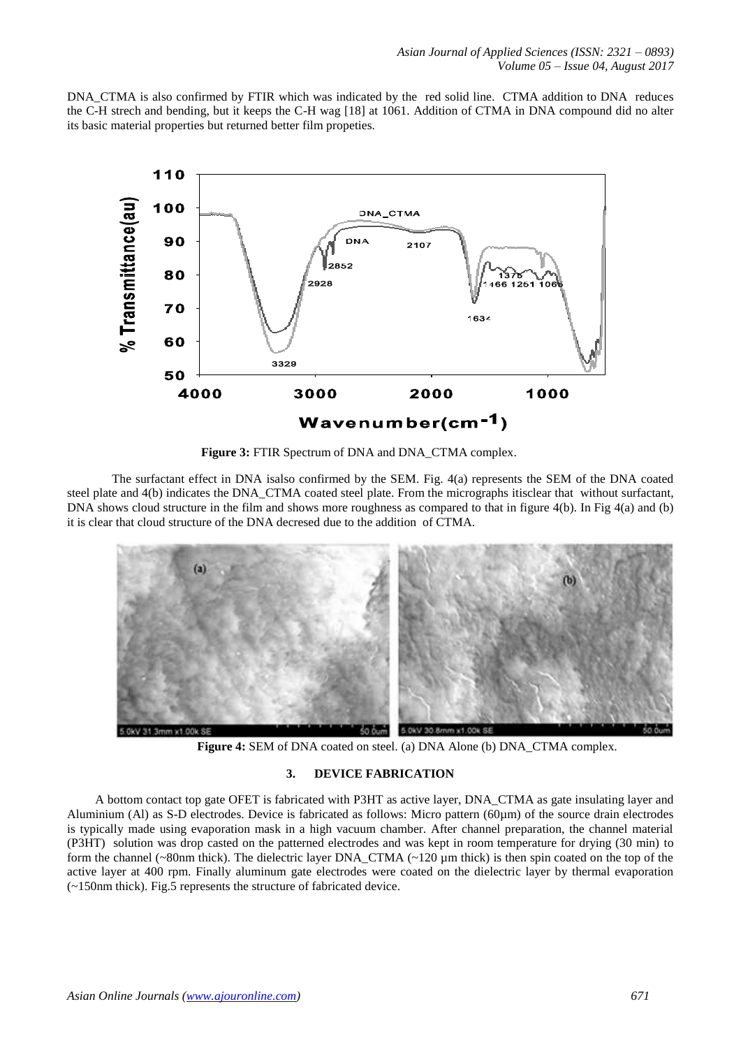DNA_CTMA is also confirmed by FTIR which was indicated by the red solid line. CTMA addition to DNA reduces the C-H strech and bending, but it keeps the C-H wag [18] at 1061. Addition of CTMA in DNA compound did no alter its basic material properties but returned better film propeties.

**Figure 3:** FTIR Spectrum of DNA and DNA_CTMA complex.

The surfactant effect in DNA isalso confirmed by the SEM. Fig. 4(a) represents the SEM of the DNA coated steel plate and 4(b) indicates the DNA_CTMA coated steel plate. From the micrographs itisclear that without surfactant, DNA shows cloud structure in the film and shows more roughness as compared to that in figure 4(b). In Fig 4(a) and (b) it is clear that cloud structure of the DNA decresed due to the addition of CTMA.

**Figure 4:** SEM of DNA coated on steel. (a) DNA Alone (b) DNA_CTMA complex.

## 3. DEVICE FABRICATION

A bottom contact top gate OFET is fabricated with P3HT as active layer, DNA_CTMA as gate insulating layer and Aluminium (Al) as S-D electrodes. Device is fabricated as follows: Micro pattern (60µm) of the source drain electrodes is typically made using evaporation mask in a high vacuum chamber. After channel preparation, the channel material (P3HT) solution was drop casted on the patterned electrodes and was kept in room temperature for drying (30 min) to form the channel (~80nm thick). The dielectric layer DNA_CTMA (~120 µm thick) is then spin coated on the top of the active layer at 400 rpm. Finally aluminum gate electrodes were coated on the dielectric layer by thermal evaporation (~150nm thick). Fig.5 represents the structure of fabricated device.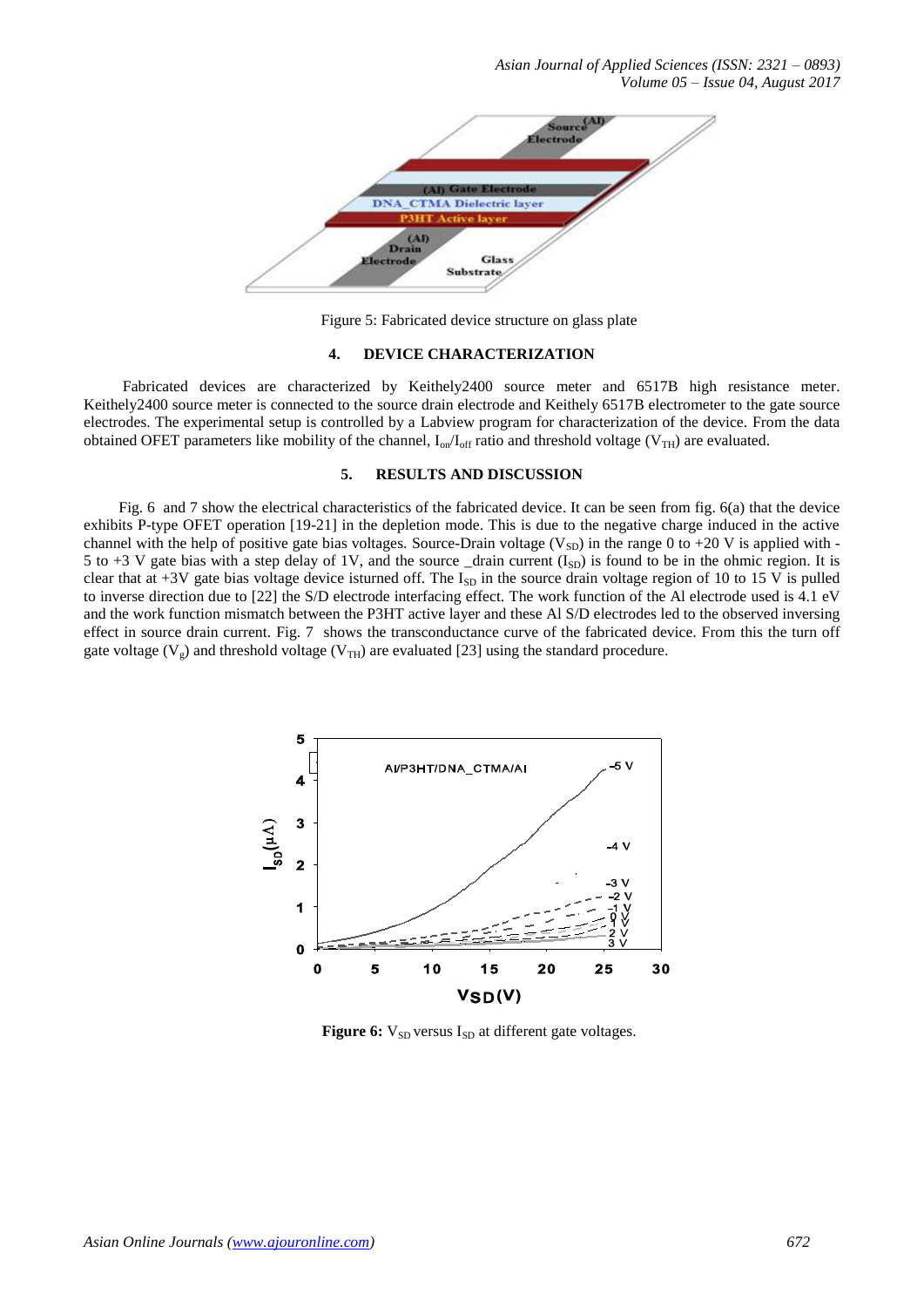Figure 5: Fabricated device structure on glass plate

## 4. DEVICE CHARACTERIZATION

Fabricated devices are characterized by Keithely2400 source meter and 6517B high resistance meter. Keithely2400 source meter is connected to the source drain electrode and Keithely 6517B electrometer to the gate source electrodes. The experimental setup is controlled by a Labview program for characterization of the device. From the data obtained OFET parameters like mobility of the channel, $I_{on}/I_{off}$ ratio and threshold voltage ($V_{TH}$) are evaluated.

## 5. RESULTS AND DISCUSSION

Fig. 6 and 7 show the electrical characteristics of the fabricated device. It can be seen from fig. 6(a) that the device exhibits P-type OFET operation [19-21] in the depletion mode. This is due to the negative charge induced in the active channel with the help of positive gate bias voltages. Source-Drain voltage ($V_{SD}$) in the range 0 to +20 V is applied with -5 to +3 V gate bias with a step delay of 1V, and the source _drain current ($I_{SD}$) is found to be in the ohmic region. It is clear that at +3V gate bias voltage device isturned off. The $I_{SD}$ in the source drain voltage region of 10 to 15 V is pulled to inverse direction due to [22] the S/D electrode interfacing effect. The work function of the Al electrode used is 4.1 eV and the work function mismatch between the P3HT active layer and these Al S/D electrodes led to the observed inversing effect in source drain current. Fig. 7 shows the transconductance curve of the fabricated device. From this the turn off gate voltage ($V_g$) and threshold voltage ($V_{TH}$) are evaluated [23] using the standard procedure.

**Figure 6:** $V_{SD}$ versus $I_{SD}$ at different gate voltages.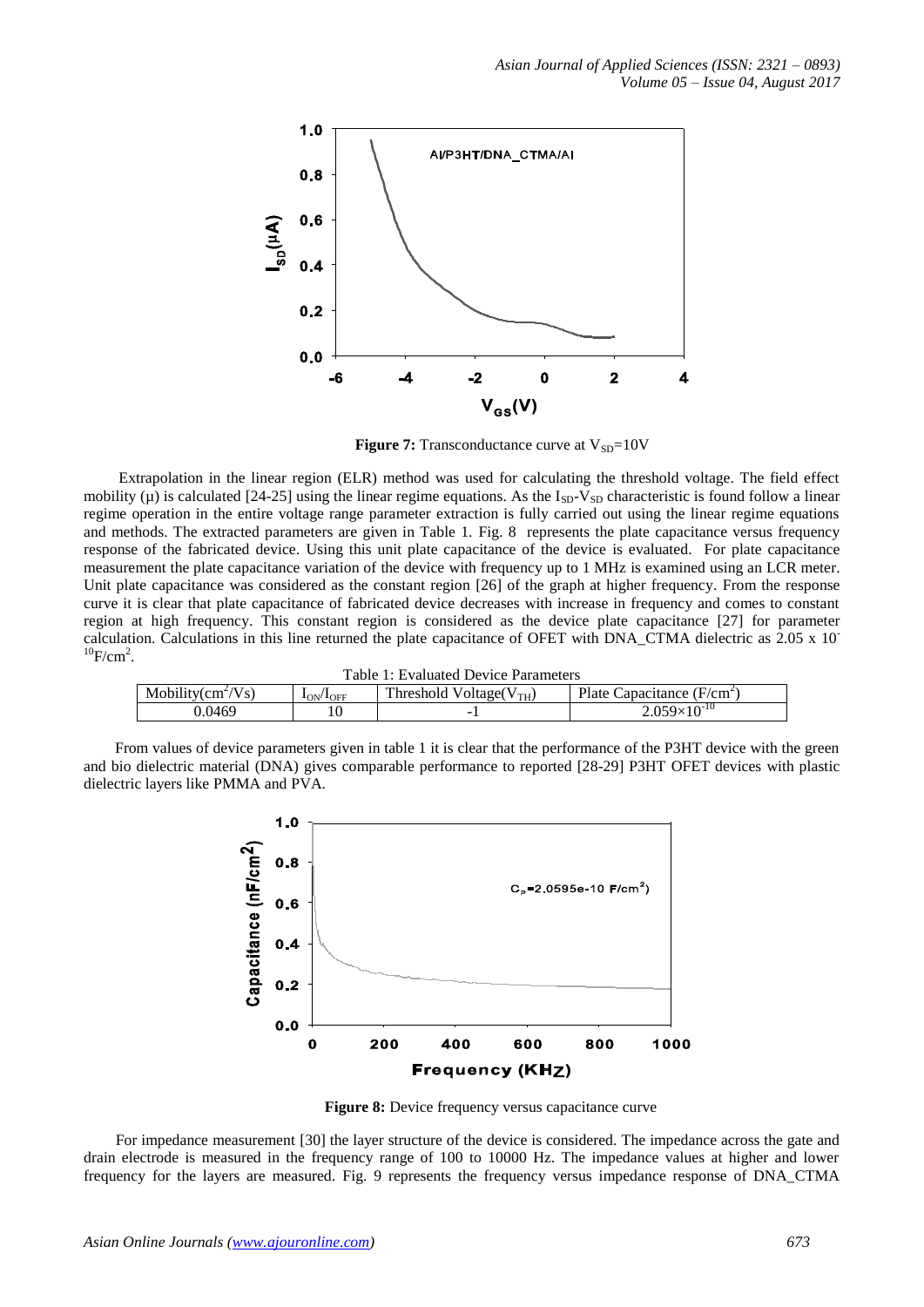**Figure 7:** Transconductance curve at $V_{SD}$=10V

Extrapolation in the linear region (ELR) method was used for calculating the threshold voltage. The field effect mobility (μ) is calculated [24-25] using the linear regime equations. As the $I_{SD}$-$V_{SD}$ characteristic is found follow a linear regime operation in the entire voltage range parameter extraction is fully carried out using the linear regime equations and methods. The extracted parameters are given in Table 1. Fig. 8 represents the plate capacitance versus frequency response of the fabricated device. Using this unit plate capacitance of the device is evaluated. For plate capacitance measurement the plate capacitance variation of the device with frequency up to 1 MHz is examined using an LCR meter. Unit plate capacitance was considered as the constant region [26] of the graph at higher frequency. From the response curve it is clear that plate capacitance of fabricated device decreases with increase in frequency and comes to constant region at high frequency. This constant region is considered as the device plate capacitance [27] for parameter calculation. Calculations in this line returned the plate capacitance of OFET with DNA_CTMA dielectric as $2.05 \times 10^{-10}$ F/cm$^2$.

Table 1: Evaluated Device Parameters

| Mobility(cm$^2$/Vs) | $I_{ON}/I_{OFF}$ | Threshold Voltage($V_{TH}$) | Plate Capacitance (F/cm$^2$) |
|---|---|---|---|
| 0.0469 | 10 | -1 | $2.059\times10^{-10}$ |

From values of device parameters given in table 1 it is clear that the performance of the P3HT device with the green and bio dielectric material (DNA) gives comparable performance to reported [28-29] P3HT OFET devices with plastic dielectric layers like PMMA and PVA.

**Figure 8:** Device frequency versus capacitance curve

For impedance measurement [30] the layer structure of the device is considered. The impedance across the gate and drain electrode is measured in the frequency range of 100 to 10000 Hz. The impedance values at higher and lower frequency for the layers are measured. Fig. 9 represents the frequency versus impedance response of DNA_CTMA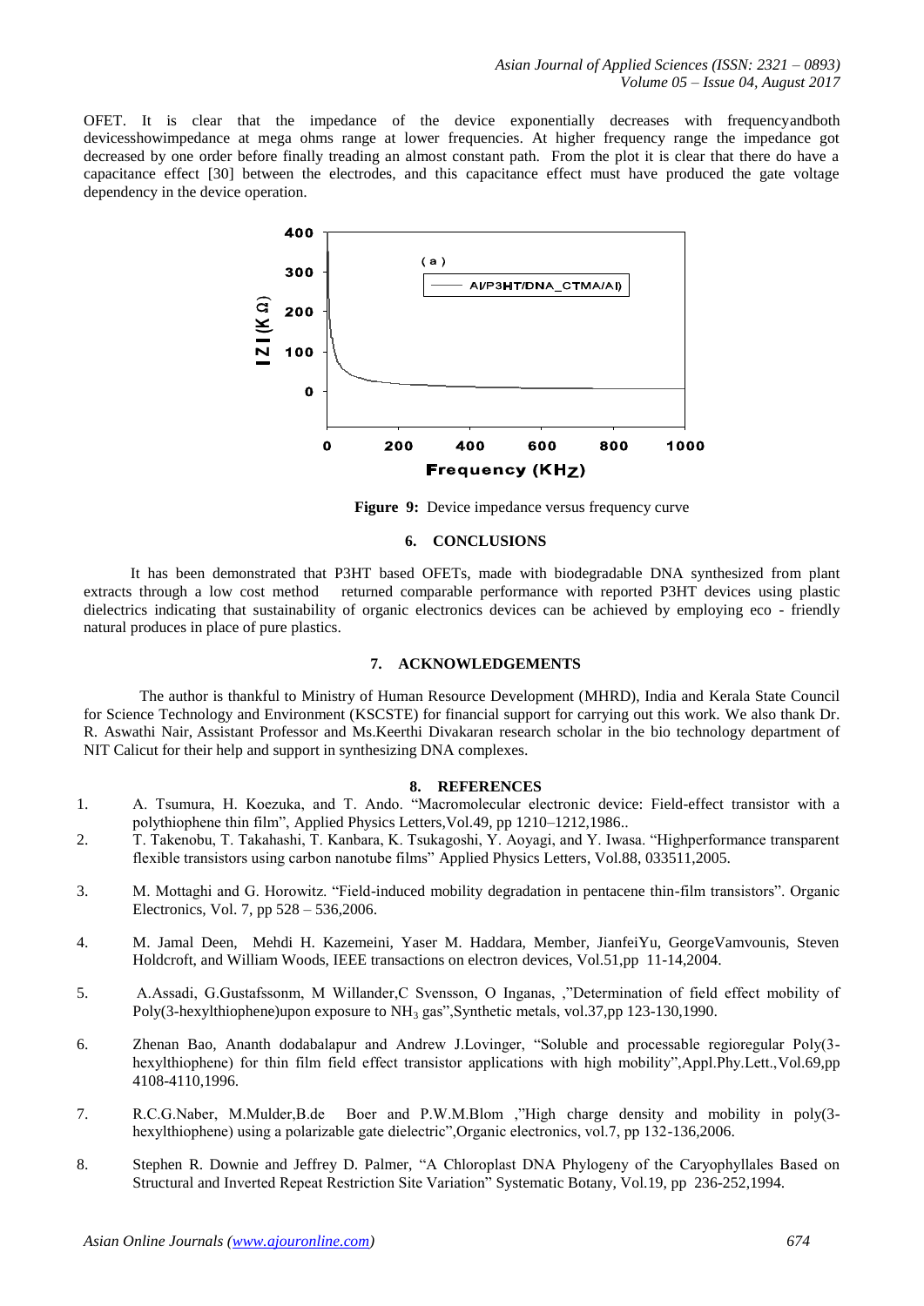OFET. It is clear that the impedance of the device exponentially decreases with frequencyandboth devicesshowimpedance at mega ohms range at lower frequencies. At higher frequency range the impedance got decreased by one order before finally treading an almost constant path. From the plot it is clear that there do have a capacitance effect [30] between the electrodes, and this capacitance effect must have produced the gate voltage dependency in the device operation.

**Figure 9:** Device impedance versus frequency curve

## 6. CONCLUSIONS

It has been demonstrated that P3HT based OFETs, made with biodegradable DNA synthesized from plant extracts through a low cost method returned comparable performance with reported P3HT devices using plastic dielectrics indicating that sustainability of organic electronics devices can be achieved by employing eco - friendly natural produces in place of pure plastics.

## 7. ACKNOWLEDGEMENTS

The author is thankful to Ministry of Human Resource Development (MHRD), India and Kerala State Council for Science Technology and Environment (KSCSTE) for financial support for carrying out this work. We also thank Dr. R. Aswathi Nair, Assistant Professor and Ms.Keerthi Divakaran research scholar in the bio technology department of NIT Calicut for their help and support in synthesizing DNA complexes.

## 8. REFERENCES

1. A. Tsumura, H. Koezuka, and T. Ando. "Macromolecular electronic device: Field-effect transistor with a polythiophene thin film", Applied Physics Letters,Vol.49, pp 1210–1212,1986..
2. T. Takenobu, T. Takahashi, T. Kanbara, K. Tsukagoshi, Y. Aoyagi, and Y. Iwasa. "Highperformance transparent flexible transistors using carbon nanotube films" Applied Physics Letters, Vol.88, 033511,2005.
3. M. Mottaghi and G. Horowitz. "Field-induced mobility degradation in pentacene thin-film transistors". Organic Electronics, Vol. 7, pp 528 – 536,2006.
4. M. Jamal Deen, Mehdi H. Kazemeini, Yaser M. Haddara, Member, JianfeiYu, GeorgeVamvounis, Steven Holdcroft, and William Woods, IEEE transactions on electron devices, Vol.51,pp 11-14,2004.
5. A.Assadi, G.Gustafssonm, M Willander,C Svensson, O Inganas, ,"Determination of field effect mobility of Poly(3-hexylthiophene)upon exposure to $NH_3$ gas",Synthetic metals, vol.37,pp 123-130,1990.
6. Zhenan Bao, Ananth dodabalapur and Andrew J.Lovinger, "Soluble and processable regioregular Poly(3-hexylthiophene) for thin film field effect transistor applications with high mobility",Appl.Phy.Lett.,Vol.69,pp 4108-4110,1996.
7. R.C.G.Naber, M.Mulder,B.de Boer and P.W.M.Blom ,"High charge density and mobility in poly(3-hexylthiophene) using a polarizable gate dielectric",Organic electronics, vol.7, pp 132-136,2006.
8. Stephen R. Downie and Jeffrey D. Palmer, "A Chloroplast DNA Phylogeny of the Caryophyllales Based on Structural and Inverted Repeat Restriction Site Variation" Systematic Botany, Vol.19, pp 236-252,1994.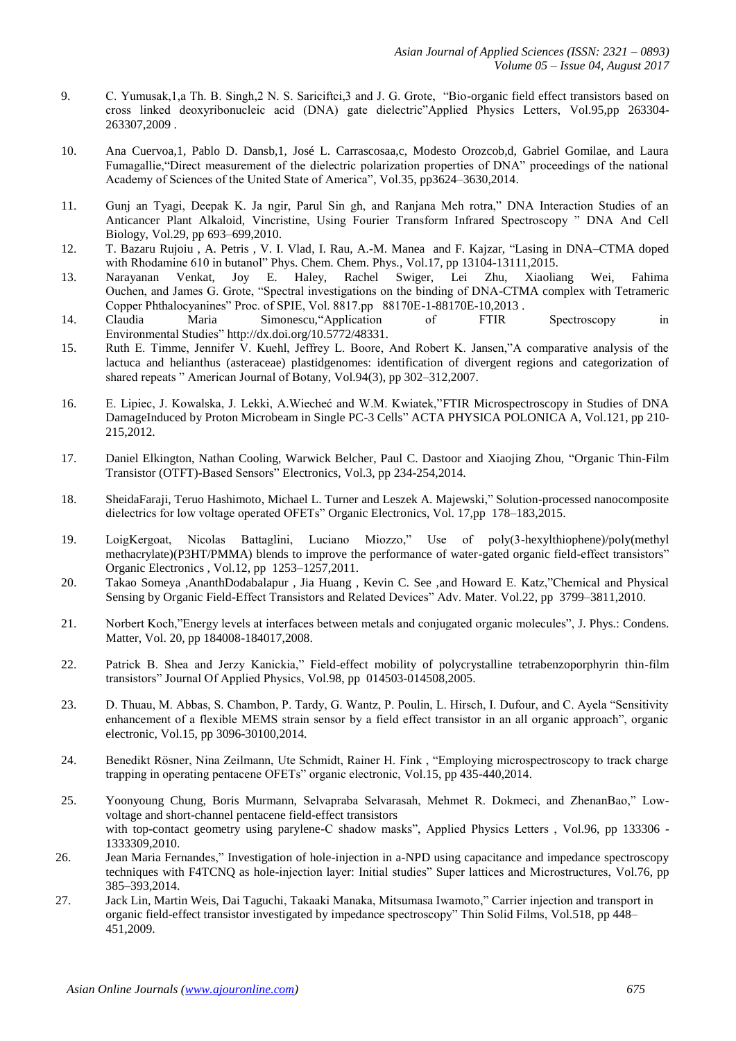9. C. Yumusak,1,a Th. B. Singh,2 N. S. Sariciftci,3 and J. G. Grote, "Bio-organic field effect transistors based on cross linked deoxyribonucleic acid (DNA) gate dielectric"Applied Physics Letters, Vol.95,pp 263304-263307,2009 .

10. Ana Cuervoa,1, Pablo D. Dansb,1, José L. Carrascosaa,c, Modesto Orozcob,d, Gabriel Gomilae, and Laura Fumagallie,"Direct measurement of the dielectric polarization properties of DNA" proceedings of the national Academy of Sciences of the United State of America", Vol.35, pp3624–3630,2014.

11. Gunj an Tyagi, Deepak K. Ja ngir, Parul Sin gh, and Ranjana Meh rotra," DNA Interaction Studies of an Anticancer Plant Alkaloid, Vincristine, Using Fourier Transform Infrared Spectroscopy " DNA And Cell Biology, Vol.29, pp 693–699,2010.

12. T. Bazaru Rujoiu , A. Petris , V. I. Vlad, I. Rau, A.-M. Manea and F. Kajzar, "Lasing in DNA–CTMA doped with Rhodamine 610 in butanol" Phys. Chem. Chem. Phys., Vol.17, pp 13104-13111,2015.

13. Narayanan Venkat, Joy E. Haley, Rachel Swiger, Lei Zhu, Xiaoliang Wei, Fahima Ouchen, and James G. Grote, "Spectral investigations on the binding of DNA-CTMA complex with Tetrameric Copper Phthalocyanines" Proc. of SPIE, Vol. 8817.pp 88170E-1-88170E-10,2013 .

14. Claudia Maria Simonescu,"Application of FTIR Spectroscopy in Environmental Studies" http://dx.doi.org/10.5772/48331.

15. Ruth E. Timme, Jennifer V. Kuehl, Jeffrey L. Boore, And Robert K. Jansen,"A comparative analysis of the lactuca and helianthus (asteraceae) plastidgenomes: identification of divergent regions and categorization of shared repeats " American Journal of Botany, Vol.94(3), pp 302–312,2007.

16. E. Lipiec, J. Kowalska, J. Lekki, A.Wiecheć and W.M. Kwiatek,"FTIR Microspectroscopy in Studies of DNA DamageInduced by Proton Microbeam in Single PC-3 Cells" ACTA PHYSICA POLONICA A, Vol.121, pp 210-215,2012.

17. Daniel Elkington, Nathan Cooling, Warwick Belcher, Paul C. Dastoor and Xiaojing Zhou, "Organic Thin-Film Transistor (OTFT)-Based Sensors" Electronics, Vol.3, pp 234-254,2014.

18. SheidaFaraji, Teruo Hashimoto, Michael L. Turner and Leszek A. Majewski," Solution-processed nanocomposite dielectrics for low voltage operated OFETs" Organic Electronics, Vol. 17,pp 178–183,2015.

19. LoigKergoat, Nicolas Battaglini, Luciano Miozzo," Use of poly(3-hexylthiophene)/poly(methyl methacrylate)(P3HT/PMMA) blends to improve the performance of water-gated organic field-effect transistors" Organic Electronics , Vol.12, pp 1253–1257,2011.

20. Takao Someya ,AnanthDodabalapur , Jia Huang , Kevin C. See ,and Howard E. Katz,"Chemical and Physical Sensing by Organic Field-Effect Transistors and Related Devices" Adv. Mater. Vol.22, pp 3799–3811,2010.

21. Norbert Koch,"Energy levels at interfaces between metals and conjugated organic molecules", J. Phys.: Condens. Matter, Vol. 20, pp 184008-184017,2008.

22. Patrick B. Shea and Jerzy Kanickia," Field-effect mobility of polycrystalline tetrabenzoporphyrin thin-film transistors" Journal Of Applied Physics, Vol.98, pp 014503-014508,2005.

23. D. Thuau, M. Abbas, S. Chambon, P. Tardy, G. Wantz, P. Poulin, L. Hirsch, I. Dufour, and C. Ayela "Sensitivity enhancement of a flexible MEMS strain sensor by a field effect transistor in an all organic approach", organic electronic, Vol.15, pp 3096-30100,2014.

24. Benedikt Rösner, Nina Zeilmann, Ute Schmidt, Rainer H. Fink , "Employing microspectroscopy to track charge trapping in operating pentacene OFETs" organic electronic, Vol.15, pp 435-440,2014.

25. Yoonyoung Chung, Boris Murmann, Selvapraba Selvarasah, Mehmet R. Dokmeci, and ZhenanBao," Low-voltage and short-channel pentacene field-effect transistors with top-contact geometry using parylene-C shadow masks", Applied Physics Letters , Vol.96, pp 133306 - 1333309,2010.

26. Jean Maria Fernandes," Investigation of hole-injection in a-NPD using capacitance and impedance spectroscopy techniques with F4TCNQ as hole-injection layer: Initial studies" Super lattices and Microstructures, Vol.76, pp 385–393,2014.

27. Jack Lin, Martin Weis, Dai Taguchi, Takaaki Manaka, Mitsumasa Iwamoto," Carrier injection and transport in organic field-effect transistor investigated by impedance spectroscopy" Thin Solid Films, Vol.518, pp 448–451,2009.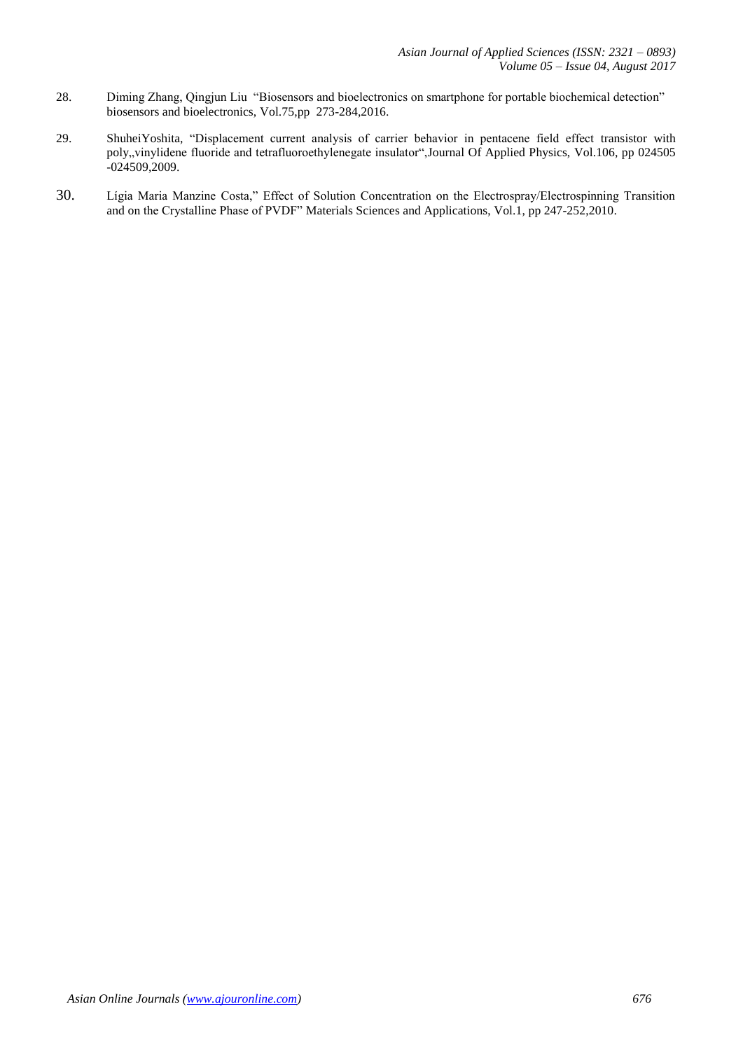28. Diming Zhang, Qingjun Liu "Biosensors and bioelectronics on smartphone for portable biochemical detection" biosensors and bioelectronics, Vol.75,pp 273-284,2016.

29. ShuheiYoshita, "Displacement current analysis of carrier behavior in pentacene field effect transistor with poly,,vinylidene fluoride and tetrafluoroethylenegate insulator",Journal Of Applied Physics, Vol.106, pp 024505 -024509,2009.

30. Lígia Maria Manzine Costa," Effect of Solution Concentration on the Electrospray/Electrospinning Transition and on the Crystalline Phase of PVDF" Materials Sciences and Applications, Vol.1, pp 247-252,2010.